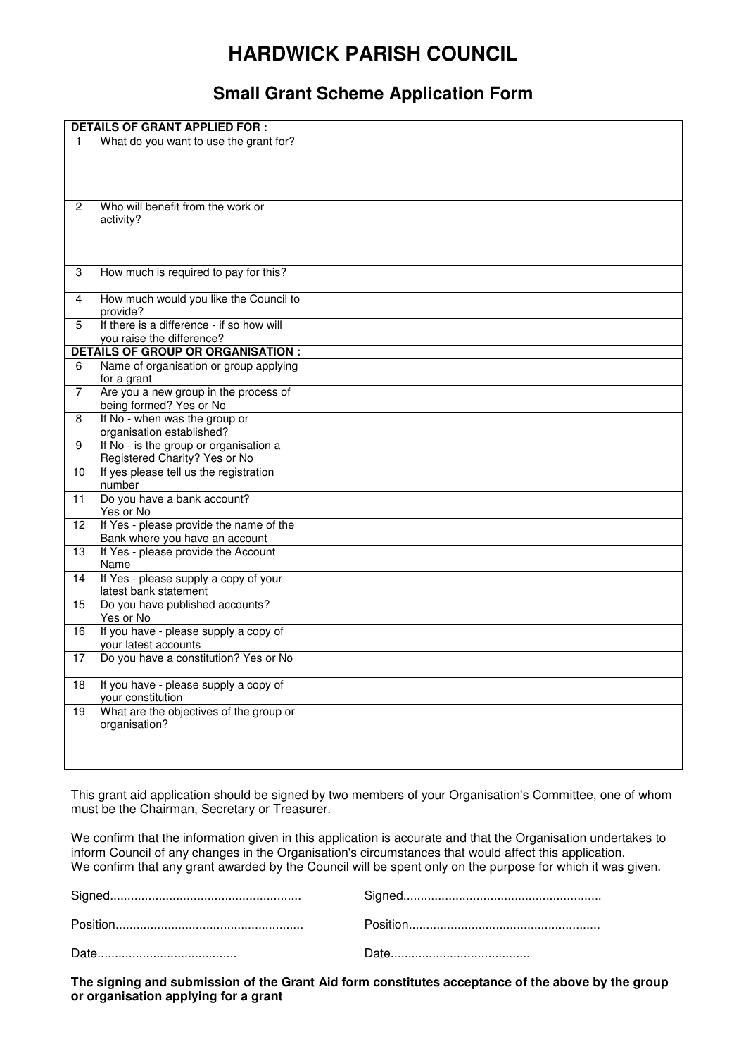# HARDWICK PARISH COUNCIL

## Small Grant Scheme Application Form

| **DETAILS OF GRANT APPLIED FOR :** | | |
|---|---|---|
| 1 | What do you want to use the grant for? | |
| 2 | Who will benefit from the work or activity? | |
| 3 | How much is required to pay for this? | |
| 4 | How much would you like the Council to provide? | |
| 5 | If there is a difference - if so how will you raise the difference? | |
| **DETAILS OF GROUP OR ORGANISATION :** | | |
| 6 | Name of organisation or group applying for a grant | |
| 7 | Are you a new group in the process of being formed? Yes or No | |
| 8 | If No - when was the group or organisation established? | |
| 9 | If No - is the group or organisation a Registered Charity? Yes or No | |
| 10 | If yes please tell us the registration number | |
| 11 | Do you have a bank account? Yes or No | |
| 12 | If Yes - please provide the name of the Bank where you have an account | |
| 13 | If Yes - please provide the Account Name | |
| 14 | If Yes - please supply a copy of your latest bank statement | |
| 15 | Do you have published accounts? Yes or No | |
| 16 | If you have - please supply a copy of your latest accounts | |
| 17 | Do you have a constitution? Yes or No | |
| 18 | If you have - please supply a copy of your constitution | |
| 19 | What are the objectives of the group or organisation? | |

This grant aid application should be signed by two members of your Organisation's Committee, one of whom must be the Chairman, Secretary or Treasurer.

We confirm that the information given in this application is accurate and that the Organisation undertakes to inform Council of any changes in the Organisation's circumstances that would affect this application.
We confirm that any grant awarded by the Council will be spent only on the purpose for which it was given.

Signed...................................................... Signed........................................................

Position..................................................... Position......................................................

Date....................................... Date.......................................

**The signing and submission of the Grant Aid form constitutes acceptance of the above by the group or organisation applying for a grant**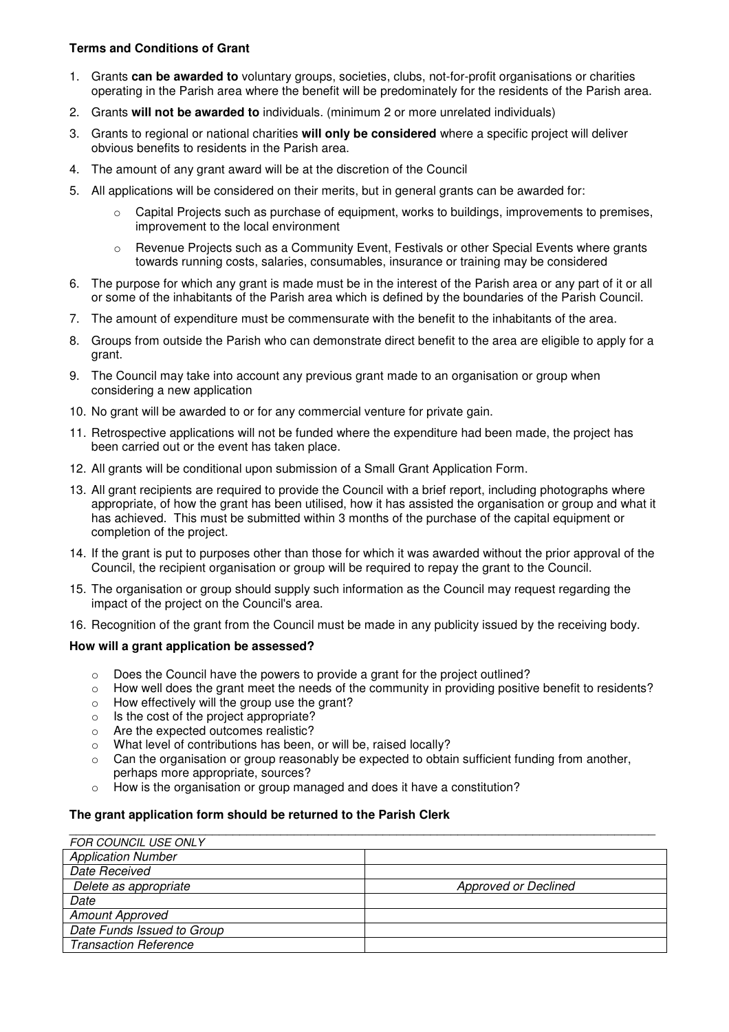**Terms and Conditions of Grant**

1. Grants **can be awarded to** voluntary groups, societies, clubs, not-for-profit organisations or charities operating in the Parish area where the benefit will be predominately for the residents of the Parish area.
2. Grants **will not be awarded to** individuals. (minimum 2 or more unrelated individuals)
3. Grants to regional or national charities **will only be considered** where a specific project will deliver obvious benefits to residents in the Parish area.
4. The amount of any grant award will be at the discretion of the Council
5. All applications will be considered on their merits, but in general grants can be awarded for:
   - Capital Projects such as purchase of equipment, works to buildings, improvements to premises, improvement to the local environment
   - Revenue Projects such as a Community Event, Festivals or other Special Events where grants towards running costs, salaries, consumables, insurance or training may be considered
6. The purpose for which any grant is made must be in the interest of the Parish area or any part of it or all or some of the inhabitants of the Parish area which is defined by the boundaries of the Parish Council.
7. The amount of expenditure must be commensurate with the benefit to the inhabitants of the area.
8. Groups from outside the Parish who can demonstrate direct benefit to the area are eligible to apply for a grant.
9. The Council may take into account any previous grant made to an organisation or group when considering a new application
10. No grant will be awarded to or for any commercial venture for private gain.
11. Retrospective applications will not be funded where the expenditure had been made, the project has been carried out or the event has taken place.
12. All grants will be conditional upon submission of a Small Grant Application Form.
13. All grant recipients are required to provide the Council with a brief report, including photographs where appropriate, of how the grant has been utilised, how it has assisted the organisation or group and what it has achieved. This must be submitted within 3 months of the purchase of the capital equipment or completion of the project.
14. If the grant is put to purposes other than those for which it was awarded without the prior approval of the Council, the recipient organisation or group will be required to repay the grant to the Council.
15. The organisation or group should supply such information as the Council may request regarding the impact of the project on the Council's area.
16. Recognition of the grant from the Council must be made in any publicity issued by the receiving body.

**How will a grant application be assessed?**

- Does the Council have the powers to provide a grant for the project outlined?
- How well does the grant meet the needs of the community in providing positive benefit to residents?
- How effectively will the group use the grant?
- Is the cost of the project appropriate?
- Are the expected outcomes realistic?
- What level of contributions has been, or will be, raised locally?
- Can the organisation or group reasonably be expected to obtain sufficient funding from another, perhaps more appropriate, sources?
- How is the organisation or group managed and does it have a constitution?

**The grant application form should be returned to the Parish Clerk**

*FOR COUNCIL USE ONLY*

| | |
|---|---|
| *Application Number* | |
| *Date Received* | |
| *Delete as appropriate* | *Approved or Declined* |
| *Date* | |
| *Amount Approved* | |
| *Date Funds Issued to Group* | |
| *Transaction Reference* | |